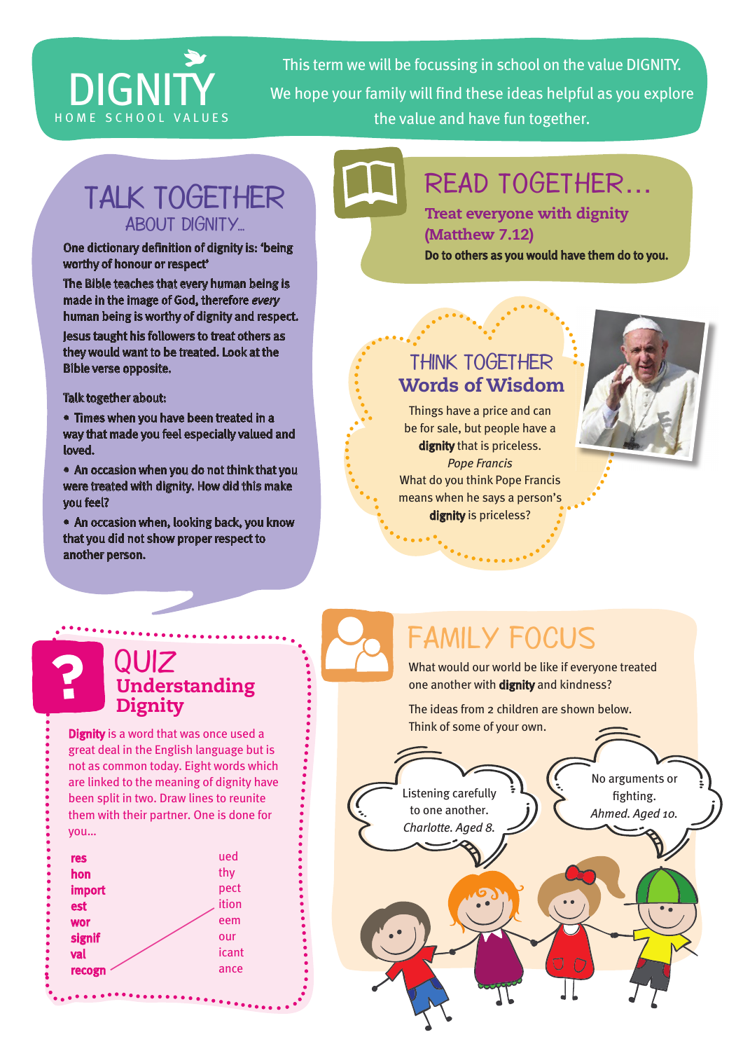# DIGNITY

HOME SCHOOL VALUES

This term we will be focussing in school on the value DIGNITY. We hope your family will find these ideas helpful as you explore the value and have fun together.

## TALK TOGETHER ABOUT DIGNITY...

One dictionary definition of dignity is: 'being worthy of honour or respect'

The Bible teaches that every human being is made in the image of God, therefore *every* human being is worthy of dignity and respect.

Jesus taught his followers to treat others as they would want to be treated. Look at the Bible verse opposite.

Talk together about:

- Times when you have been treated in a way that made you feel especially valued and loved.
- An occasion when you do not think that you were treated with dignity. How did this make you feel?
- An occasion when, looking back, you know that you did not show proper respect to another person.

## READ TOGETHER...

**Treat everyone with dignity (Matthew 7.12)**

**Do to others as you would have them do to you.**

## THINK TOGETHER Words of Wisdom

Things have a price and can be for sale, but people have a **dignity** that is priceless.

*Pope Francis*

What do you think Pope Francis means when he says a person's **dignity** is priceless?

## QUIZ Understanding Dignity

**Dignity** is a word that was once used a great deal in the English language but is not as common today. Eight words which are linked to the meaning of dignity have been split in two. Draw lines to reunite them with their partner. One is done for you...

| | |
|---|---|
| res | ued |
| hon | thy |
| import | pect |
| est | ition |
| wor | eem |
| signif | our |
| val | icant |
| recogn | ance |

## FAMILY FOCUS

What would our world be like if everyone treated one another with **dignity** and kindness?

The ideas from 2 children are shown below. Think of some of your own.

Listening carefully to one another. *Charlotte. Aged 8.*

No arguments or fighting. *Ahmed. Aged 10.*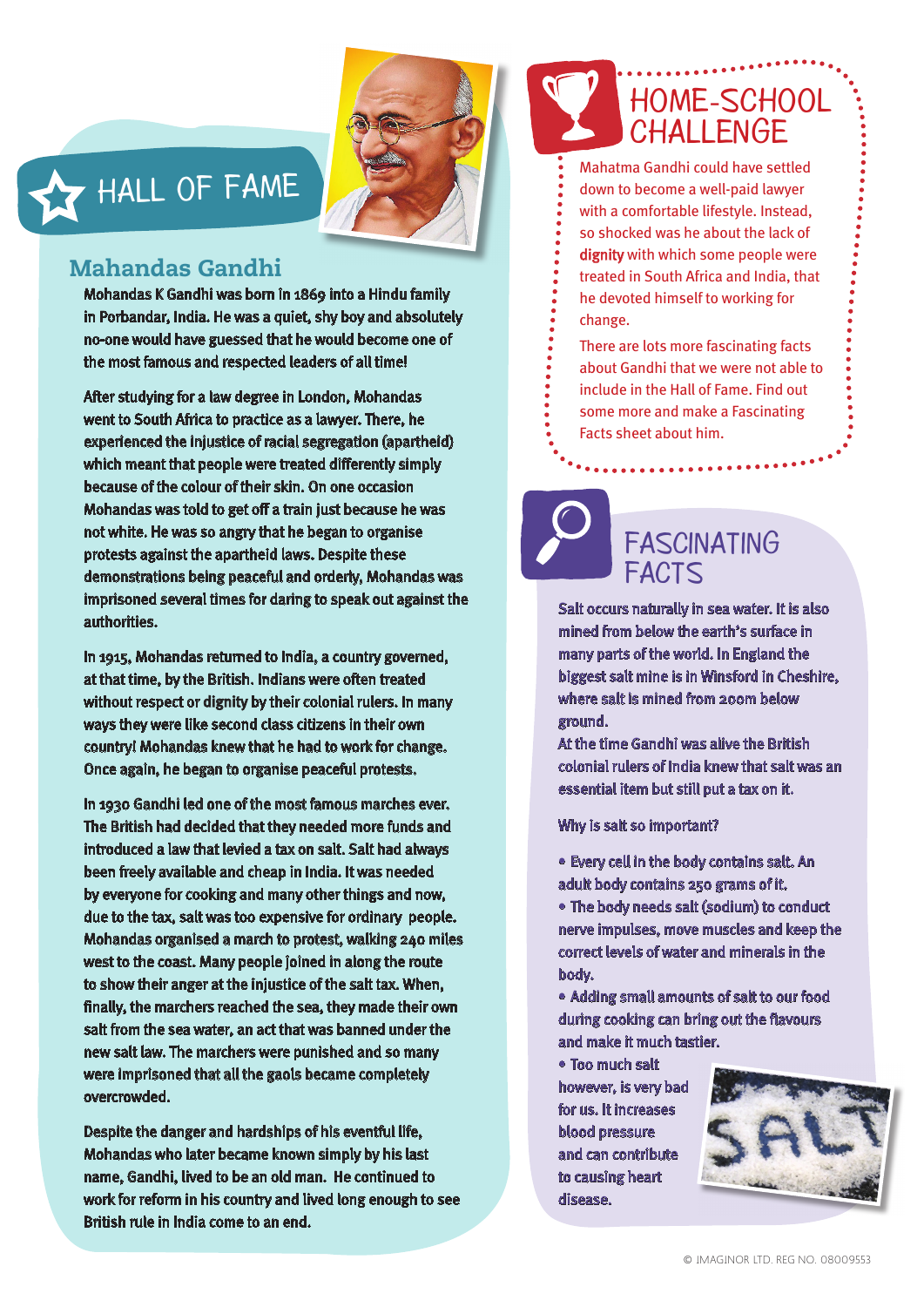## HALL OF FAME

### Mahandas Gandhi

Mohandas K Gandhi was born in 1869 into a Hindu family in Porbandar, India. He was a quiet, shy boy and absolutely no-one would have guessed that he would become one of the most famous and respected leaders of all time!

After studying for a law degree in London, Mohandas went to South Africa to practice as a lawyer. There, he experienced the injustice of racial segregation (apartheid) which meant that people were treated differently simply because of the colour of their skin. On one occasion Mohandas was told to get off a train just because he was not white. He was so angry that he began to organise protests against the apartheid laws. Despite these demonstrations being peaceful and orderly, Mohandas was imprisoned several times for daring to speak out against the authorities.

In 1915, Mohandas returned to India, a country governed, at that time, by the British. Indians were often treated without respect or dignity by their colonial rulers. In many ways they were like second class citizens in their own country! Mohandas knew that he had to work for change. Once again, he began to organise peaceful protests.

In 1930 Gandhi led one of the most famous marches ever. The British had decided that they needed more funds and introduced a law that levied a tax on salt. Salt had always been freely available and cheap in India. It was needed by everyone for cooking and many other things and now, due to the tax, salt was too expensive for ordinary people. Mohandas organised a march to protest, walking 240 miles west to the coast. Many people joined in along the route to show their anger at the injustice of the salt tax. When, finally, the marchers reached the sea, they made their own salt from the sea water, an act that was banned under the new salt law. The marchers were punished and so many were imprisoned that all the gaols became completely overcrowded.

Despite the danger and hardships of his eventful life, Mohandas who later became known simply by his last name, Gandhi, lived to be an old man. He continued to work for reform in his country and lived long enough to see British rule in India come to an end.

## HOME-SCHOOL CHALLENGE

Mahatma Gandhi could have settled down to become a well-paid lawyer with a comfortable lifestyle. Instead, so shocked was he about the lack of **dignity** with which some people were treated in South Africa and India, that he devoted himself to working for change.

There are lots more fascinating facts about Gandhi that we were not able to include in the Hall of Fame. Find out some more and make a Fascinating Facts sheet about him.

## FASCINATING FACTS

Salt occurs naturally in sea water. It is also mined from below the earth's surface in many parts of the world. In England the biggest salt mine is in Winsford in Cheshire, where salt is mined from 200m below ground.

At the time Gandhi was alive the British colonial rulers of India knew that salt was an essential item but still put a tax on it.

Why is salt so important?

- Every cell in the body contains salt. An adult body contains 250 grams of it.
- The body needs salt (sodium) to conduct nerve impulses, move muscles and keep the correct levels of water and minerals in the body.
- Adding small amounts of salt to our food during cooking can bring out the flavours and make it much tastier.
- Too much salt however, is very bad for us. It increases blood pressure and can contribute to causing heart disease.

© IMAGINOR LTD. REG NO. 08009553